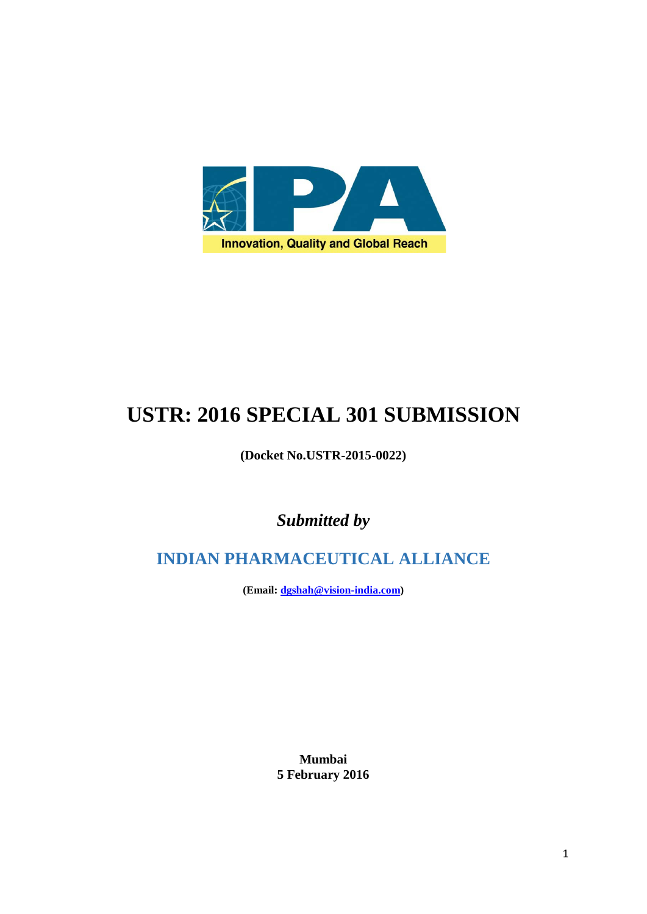IPA

Innovation, Quality and Global Reach

# USTR: 2016 SPECIAL 301 SUBMISSION

**(Docket No.USTR-2015-0022)**

***Submitted by***

## INDIAN PHARMACEUTICAL ALLIANCE

**(Email: dgshah@vision-india.com)**

**Mumbai**
**5 February 2016**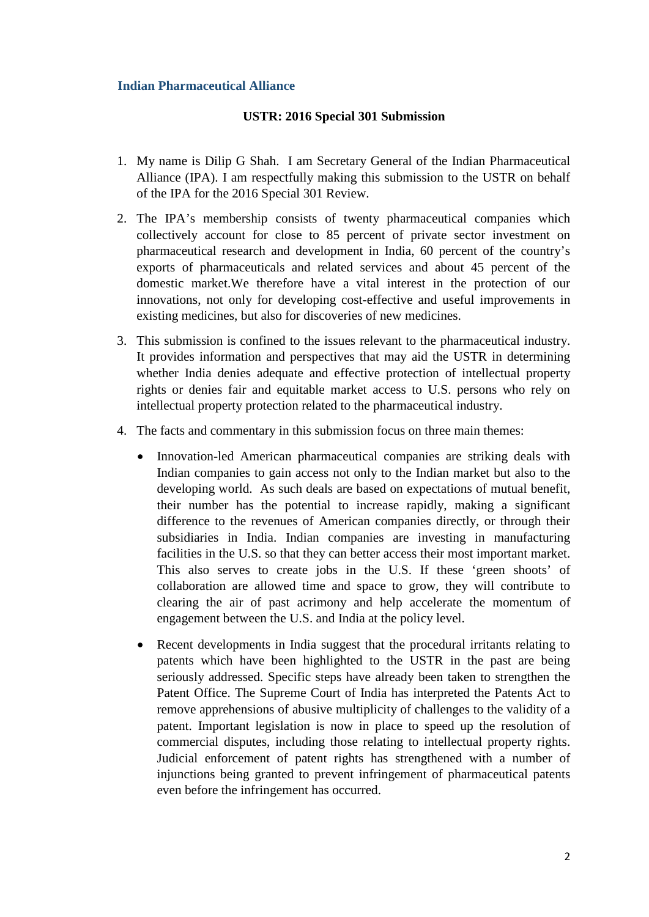**Indian Pharmaceutical Alliance**

**USTR: 2016 Special 301 Submission**

1. My name is Dilip G Shah. I am Secretary General of the Indian Pharmaceutical Alliance (IPA). I am respectfully making this submission to the USTR on behalf of the IPA for the 2016 Special 301 Review.

2. The IPA's membership consists of twenty pharmaceutical companies which collectively account for close to 85 percent of private sector investment on pharmaceutical research and development in India, 60 percent of the country's exports of pharmaceuticals and related services and about 45 percent of the domestic market.We therefore have a vital interest in the protection of our innovations, not only for developing cost-effective and useful improvements in existing medicines, but also for discoveries of new medicines.

3. This submission is confined to the issues relevant to the pharmaceutical industry. It provides information and perspectives that may aid the USTR in determining whether India denies adequate and effective protection of intellectual property rights or denies fair and equitable market access to U.S. persons who rely on intellectual property protection related to the pharmaceutical industry.

4. The facts and commentary in this submission focus on three main themes:

   - Innovation-led American pharmaceutical companies are striking deals with Indian companies to gain access not only to the Indian market but also to the developing world. As such deals are based on expectations of mutual benefit, their number has the potential to increase rapidly, making a significant difference to the revenues of American companies directly, or through their subsidiaries in India. Indian companies are investing in manufacturing facilities in the U.S. so that they can better access their most important market. This also serves to create jobs in the U.S. If these 'green shoots' of collaboration are allowed time and space to grow, they will contribute to clearing the air of past acrimony and help accelerate the momentum of engagement between the U.S. and India at the policy level.

   - Recent developments in India suggest that the procedural irritants relating to patents which have been highlighted to the USTR in the past are being seriously addressed. Specific steps have already been taken to strengthen the Patent Office. The Supreme Court of India has interpreted the Patents Act to remove apprehensions of abusive multiplicity of challenges to the validity of a patent. Important legislation is now in place to speed up the resolution of commercial disputes, including those relating to intellectual property rights. Judicial enforcement of patent rights has strengthened with a number of injunctions being granted to prevent infringement of pharmaceutical patents even before the infringement has occurred.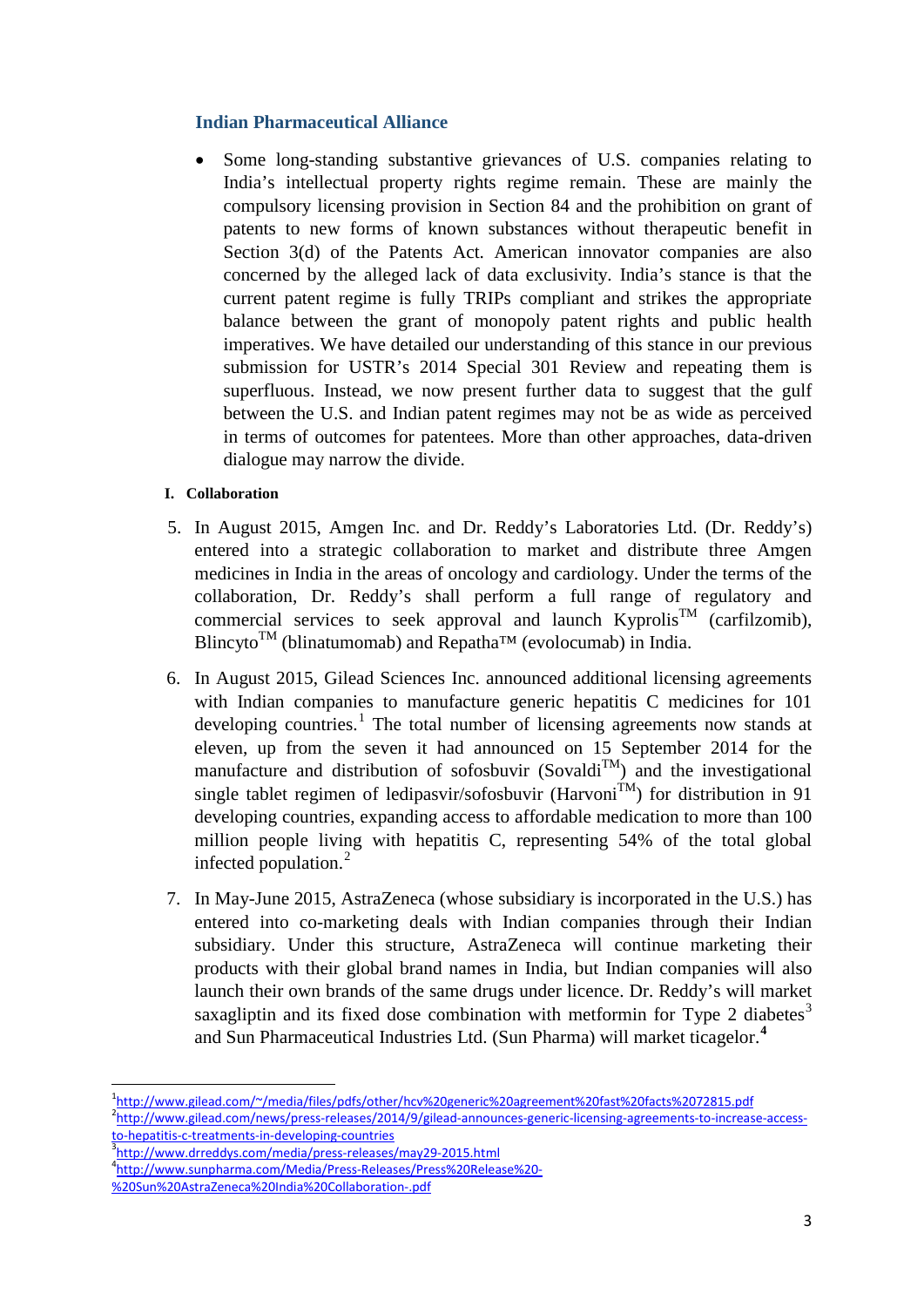### Indian Pharmaceutical Alliance

- Some long-standing substantive grievances of U.S. companies relating to India's intellectual property rights regime remain. These are mainly the compulsory licensing provision in Section 84 and the prohibition on grant of patents to new forms of known substances without therapeutic benefit in Section 3(d) of the Patents Act. American innovator companies are also concerned by the alleged lack of data exclusivity. India's stance is that the current patent regime is fully TRIPs compliant and strikes the appropriate balance between the grant of monopoly patent rights and public health imperatives. We have detailed our understanding of this stance in our previous submission for USTR's 2014 Special 301 Review and repeating them is superfluous. Instead, we now present further data to suggest that the gulf between the U.S. and Indian patent regimes may not be as wide as perceived in terms of outcomes for patentees. More than other approaches, data-driven dialogue may narrow the divide.

#### I. Collaboration

5. In August 2015, Amgen Inc. and Dr. Reddy's Laboratories Ltd. (Dr. Reddy's) entered into a strategic collaboration to market and distribute three Amgen medicines in India in the areas of oncology and cardiology. Under the terms of the collaboration, Dr. Reddy's shall perform a full range of regulatory and commercial services to seek approval and launch Kyprolis™ (carfilzomib), Blincyto™ (blinatumomab) and Repatha™ (evolocumab) in India.

6. In August 2015, Gilead Sciences Inc. announced additional licensing agreements with Indian companies to manufacture generic hepatitis C medicines for 101 developing countries.[1] The total number of licensing agreements now stands at eleven, up from the seven it had announced on 15 September 2014 for the manufacture and distribution of sofosbuvir (Sovaldi™) and the investigational single tablet regimen of ledipasvir/sofosbuvir (Harvoni™) for distribution in 91 developing countries, expanding access to affordable medication to more than 100 million people living with hepatitis C, representing 54% of the total global infected population.[2]

7. In May-June 2015, AstraZeneca (whose subsidiary is incorporated in the U.S.) has entered into co-marketing deals with Indian companies through their Indian subsidiary. Under this structure, AstraZeneca will continue marketing their products with their global brand names in India, but Indian companies will also launch their own brands of the same drugs under licence. Dr. Reddy's will market saxagliptin and its fixed dose combination with metformin for Type 2 diabetes[3] and Sun Pharmaceutical Industries Ltd. (Sun Pharma) will market ticagelor.[4]

---

[1] http://www.gilead.com/~/media/files/pdfs/other/hcv%20generic%20agreement%20fast%20facts%2072815.pdf

[2] http://www.gilead.com/news/press-releases/2014/9/gilead-announces-generic-licensing-agreements-to-increase-access-to-hepatitis-c-treatments-in-developing-countries

[3] http://www.drreddys.com/media/press-releases/may29-2015.html

[4] http://www.sunpharma.com/Media/Press-Releases/Press%20Release%20-%20Sun%20AstraZeneca%20India%20Collaboration-.pdf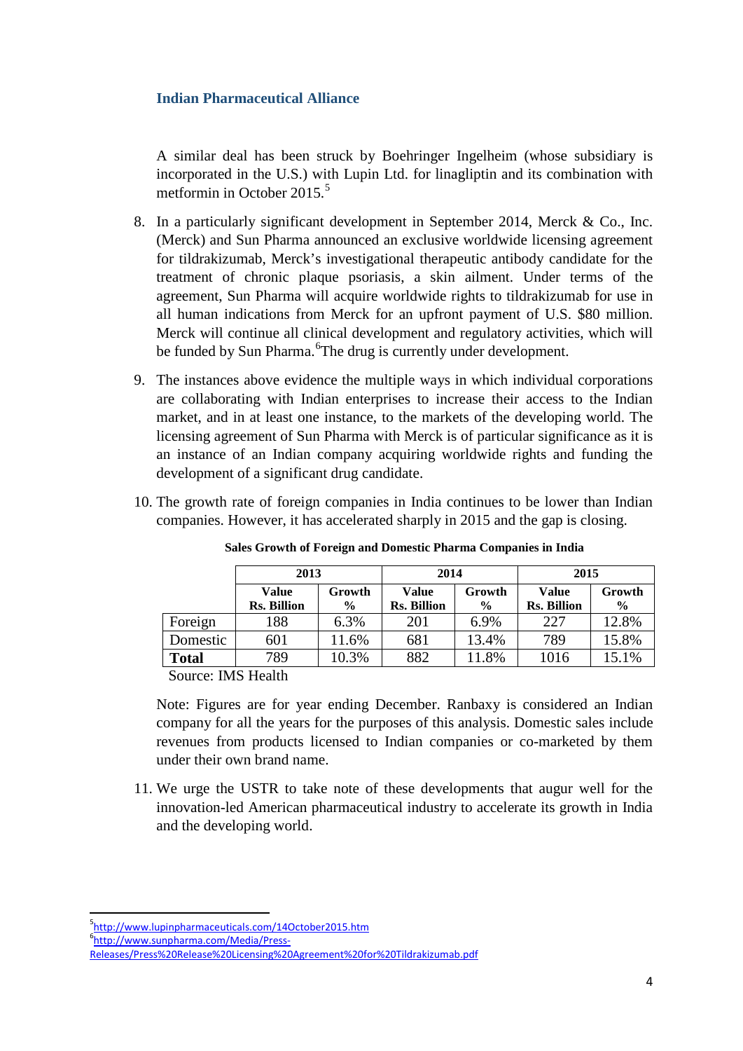A similar deal has been struck by Boehringer Ingelheim (whose subsidiary is incorporated in the U.S.) with Lupin Ltd. for linagliptin and its combination with metformin in October 2015.[5]

8. In a particularly significant development in September 2014, Merck & Co., Inc. (Merck) and Sun Pharma announced an exclusive worldwide licensing agreement for tildrakizumab, Merck's investigational therapeutic antibody candidate for the treatment of chronic plaque psoriasis, a skin ailment. Under terms of the agreement, Sun Pharma will acquire worldwide rights to tildrakizumab for use in all human indications from Merck for an upfront payment of U.S. $80 million. Merck will continue all clinical development and regulatory activities, which will be funded by Sun Pharma.[6]The drug is currently under development.

9. The instances above evidence the multiple ways in which individual corporations are collaborating with Indian enterprises to increase their access to the Indian market, and in at least one instance, to the markets of the developing world. The licensing agreement of Sun Pharma with Merck is of particular significance as it is an instance of an Indian company acquiring worldwide rights and funding the development of a significant drug candidate.

10. The growth rate of foreign companies in India continues to be lower than Indian companies. However, it has accelerated sharply in 2015 and the gap is closing.

**Sales Growth of Foreign and Domestic Pharma Companies in India**

| | 2013 | | 2014 | | 2015 | |
|---|---|---|---|---|---|---|
| | **Value Rs. Billion** | **Growth %** | **Value Rs. Billion** | **Growth %** | **Value Rs. Billion** | **Growth %** |
| Foreign | 188 | 6.3% | 201 | 6.9% | 227 | 12.8% |
| Domestic | 601 | 11.6% | 681 | 13.4% | 789 | 15.8% |
| **Total** | 789 | 10.3% | 882 | 11.8% | 1016 | 15.1% |

Source: IMS Health

Note: Figures are for year ending December. Ranbaxy is considered an Indian company for all the years for the purposes of this analysis. Domestic sales include revenues from products licensed to Indian companies or co-marketed by them under their own brand name.

11. We urge the USTR to take note of these developments that augur well for the innovation-led American pharmaceutical industry to accelerate its growth in India and the developing world.

---

[5] http://www.lupinpharmaceuticals.com/14October2015.htm

[6] http://www.sunpharma.com/Media/Press-Releases/Press%20Release%20Licensing%20Agreement%20for%20Tildrakizumab.pdf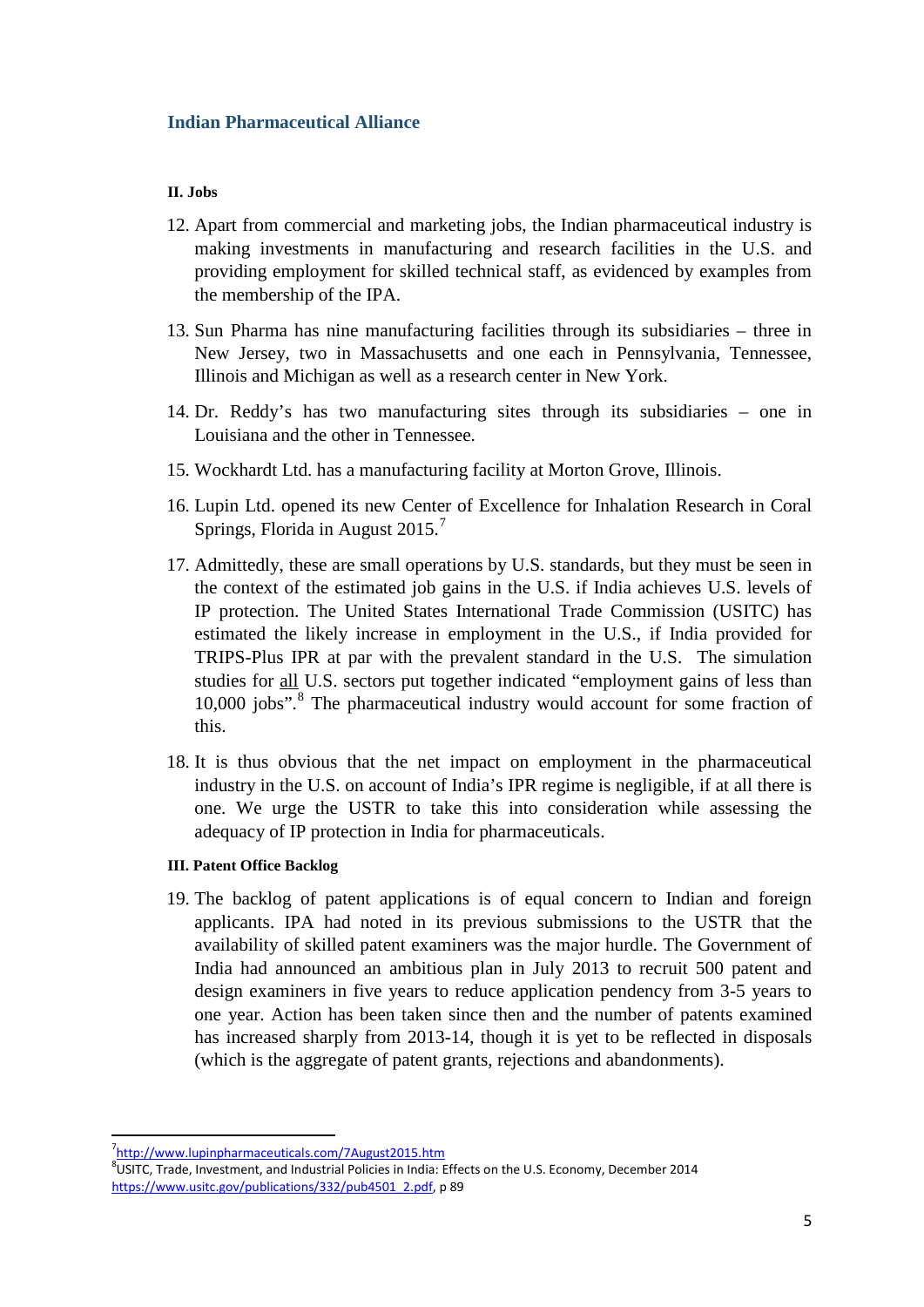**Indian Pharmaceutical Alliance**

#### II. Jobs

12. Apart from commercial and marketing jobs, the Indian pharmaceutical industry is making investments in manufacturing and research facilities in the U.S. and providing employment for skilled technical staff, as evidenced by examples from the membership of the IPA.

13. Sun Pharma has nine manufacturing facilities through its subsidiaries – three in New Jersey, two in Massachusetts and one each in Pennsylvania, Tennessee, Illinois and Michigan as well as a research center in New York.

14. Dr. Reddy's has two manufacturing sites through its subsidiaries – one in Louisiana and the other in Tennessee.

15. Wockhardt Ltd. has a manufacturing facility at Morton Grove, Illinois.

16. Lupin Ltd. opened its new Center of Excellence for Inhalation Research in Coral Springs, Florida in August 2015.[7]

17. Admittedly, these are small operations by U.S. standards, but they must be seen in the context of the estimated job gains in the U.S. if India achieves U.S. levels of IP protection. The United States International Trade Commission (USITC) has estimated the likely increase in employment in the U.S., if India provided for TRIPS-Plus IPR at par with the prevalent standard in the U.S. The simulation studies for <u>all</u> U.S. sectors put together indicated "employment gains of less than 10,000 jobs".[8] The pharmaceutical industry would account for some fraction of this.

18. It is thus obvious that the net impact on employment in the pharmaceutical industry in the U.S. on account of India's IPR regime is negligible, if at all there is one. We urge the USTR to take this into consideration while assessing the adequacy of IP protection in India for pharmaceuticals.

#### III. Patent Office Backlog

19. The backlog of patent applications is of equal concern to Indian and foreign applicants. IPA had noted in its previous submissions to the USTR that the availability of skilled patent examiners was the major hurdle. The Government of India had announced an ambitious plan in July 2013 to recruit 500 patent and design examiners in five years to reduce application pendency from 3-5 years to one year. Action has been taken since then and the number of patents examined has increased sharply from 2013-14, though it is yet to be reflected in disposals (which is the aggregate of patent grants, rejections and abandonments).

---

[7] http://www.lupinpharmaceuticals.com/7August2015.htm

[8] USITC, Trade, Investment, and Industrial Policies in India: Effects on the U.S. Economy, December 2014 https://www.usitc.gov/publications/332/pub4501_2.pdf, p 89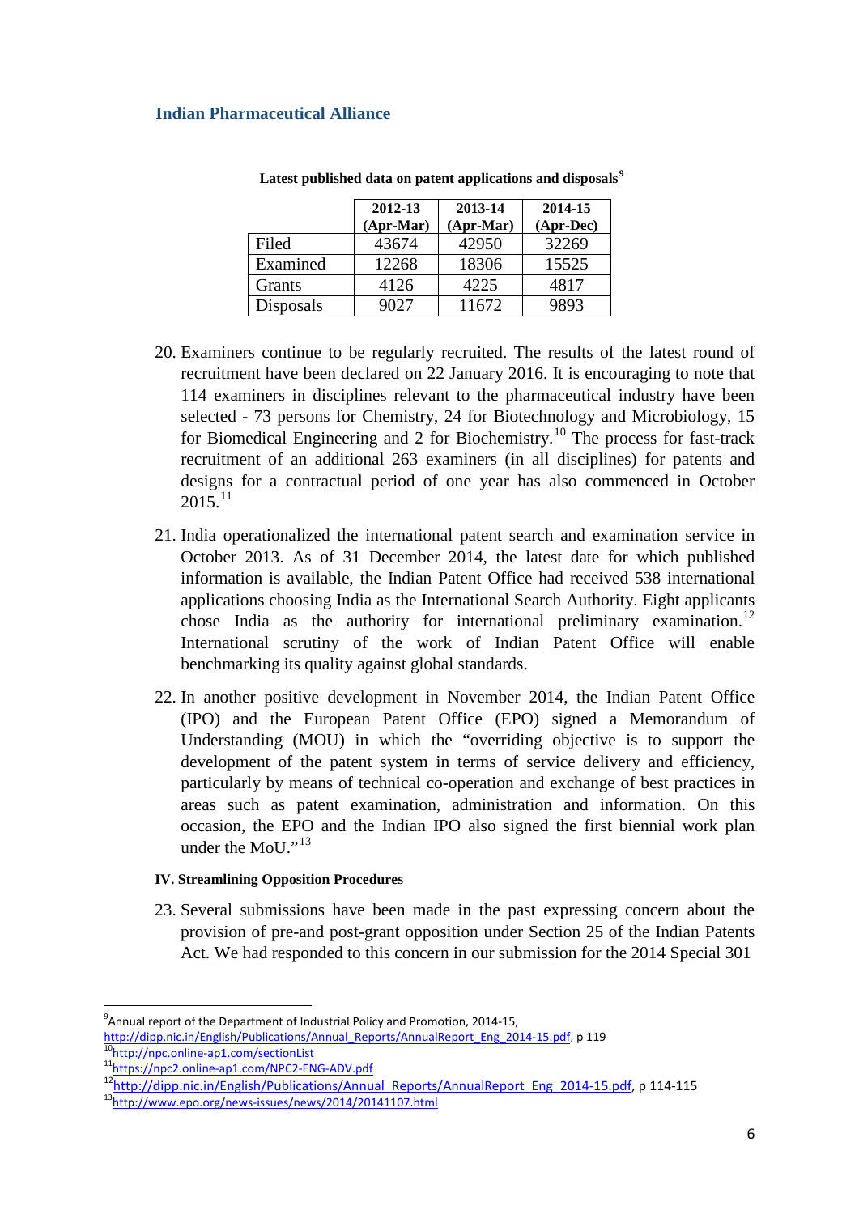**Indian Pharmaceutical Alliance**

**Latest published data on patent applications and disposals**[9]

| | 2012-13 (Apr-Mar) | 2013-14 (Apr-Mar) | 2014-15 (Apr-Dec) |
|---|---|---|---|
| Filed | 43674 | 42950 | 32269 |
| Examined | 12268 | 18306 | 15525 |
| Grants | 4126 | 4225 | 4817 |
| Disposals | 9027 | 11672 | 9893 |

20. Examiners continue to be regularly recruited. The results of the latest round of recruitment have been declared on 22 January 2016. It is encouraging to note that 114 examiners in disciplines relevant to the pharmaceutical industry have been selected - 73 persons for Chemistry, 24 for Biotechnology and Microbiology, 15 for Biomedical Engineering and 2 for Biochemistry.[10] The process for fast-track recruitment of an additional 263 examiners (in all disciplines) for patents and designs for a contractual period of one year has also commenced in October 2015.[11]

21. India operationalized the international patent search and examination service in October 2013. As of 31 December 2014, the latest date for which published information is available, the Indian Patent Office had received 538 international applications choosing India as the International Search Authority. Eight applicants chose India as the authority for international preliminary examination.[12] International scrutiny of the work of Indian Patent Office will enable benchmarking its quality against global standards.

22. In another positive development in November 2014, the Indian Patent Office (IPO) and the European Patent Office (EPO) signed a Memorandum of Understanding (MOU) in which the "overriding objective is to support the development of the patent system in terms of service delivery and efficiency, particularly by means of technical co-operation and exchange of best practices in areas such as patent examination, administration and information. On this occasion, the EPO and the Indian IPO also signed the first biennial work plan under the MoU."[13]

**IV. Streamlining Opposition Procedures**

23. Several submissions have been made in the past expressing concern about the provision of pre-and post-grant opposition under Section 25 of the Indian Patents Act. We had responded to this concern in our submission for the 2014 Special 301

---

[9] Annual report of the Department of Industrial Policy and Promotion, 2014-15, http://dipp.nic.in/English/Publications/Annual_Reports/AnnualReport_Eng_2014-15.pdf, p 119

[10] http://npc.online-ap1.com/sectionList

[11] https://npc2.online-ap1.com/NPC2-ENG-ADV.pdf

[12] http://dipp.nic.in/English/Publications/Annual_Reports/AnnualReport_Eng_2014-15.pdf, p 114-115

[13] http://www.epo.org/news-issues/news/2014/20141107.html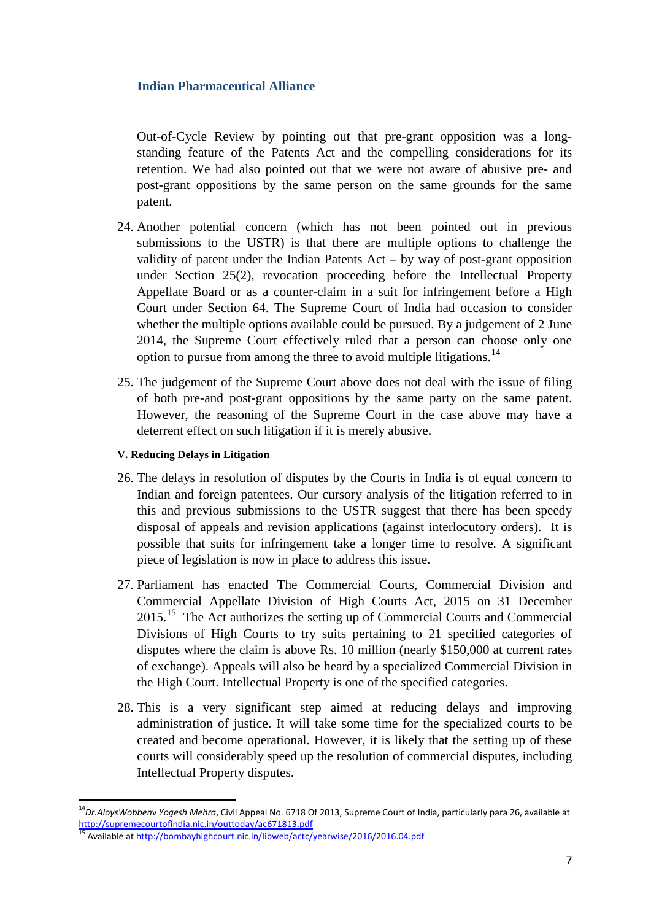Out-of-Cycle Review by pointing out that pre-grant opposition was a long-standing feature of the Patents Act and the compelling considerations for its retention. We had also pointed out that we were not aware of abusive pre- and post-grant oppositions by the same person on the same grounds for the same patent.

24. Another potential concern (which has not been pointed out in previous submissions to the USTR) is that there are multiple options to challenge the validity of patent under the Indian Patents Act – by way of post-grant opposition under Section 25(2), revocation proceeding before the Intellectual Property Appellate Board or as a counter-claim in a suit for infringement before a High Court under Section 64. The Supreme Court of India had occasion to consider whether the multiple options available could be pursued. By a judgement of 2 June 2014, the Supreme Court effectively ruled that a person can choose only one option to pursue from among the three to avoid multiple litigations.[14]

25. The judgement of the Supreme Court above does not deal with the issue of filing of both pre-and post-grant oppositions by the same party on the same patent. However, the reasoning of the Supreme Court in the case above may have a deterrent effect on such litigation if it is merely abusive.

#### V. Reducing Delays in Litigation

26. The delays in resolution of disputes by the Courts in India is of equal concern to Indian and foreign patentees. Our cursory analysis of the litigation referred to in this and previous submissions to the USTR suggest that there has been speedy disposal of appeals and revision applications (against interlocutory orders). It is possible that suits for infringement take a longer time to resolve. A significant piece of legislation is now in place to address this issue.

27. Parliament has enacted The Commercial Courts, Commercial Division and Commercial Appellate Division of High Courts Act, 2015 on 31 December 2015.[15] The Act authorizes the setting up of Commercial Courts and Commercial Divisions of High Courts to try suits pertaining to 21 specified categories of disputes where the claim is above Rs. 10 million (nearly $150,000 at current rates of exchange). Appeals will also be heard by a specialized Commercial Division in the High Court. Intellectual Property is one of the specified categories.

28. This is a very significant step aimed at reducing delays and improving administration of justice. It will take some time for the specialized courts to be created and become operational. However, it is likely that the setting up of these courts will considerably speed up the resolution of commercial disputes, including Intellectual Property disputes.

---

[14] *Dr.AloysWobbenv Yogesh Mehra*, Civil Appeal No. 6718 Of 2013, Supreme Court of India, particularly para 26, available at http://supremecourtofindia.nic.in/outtoday/ac671813.pdf

[15] Available at http://bombayhighcourt.nic.in/libweb/actc/yearwise/2016/2016.04.pdf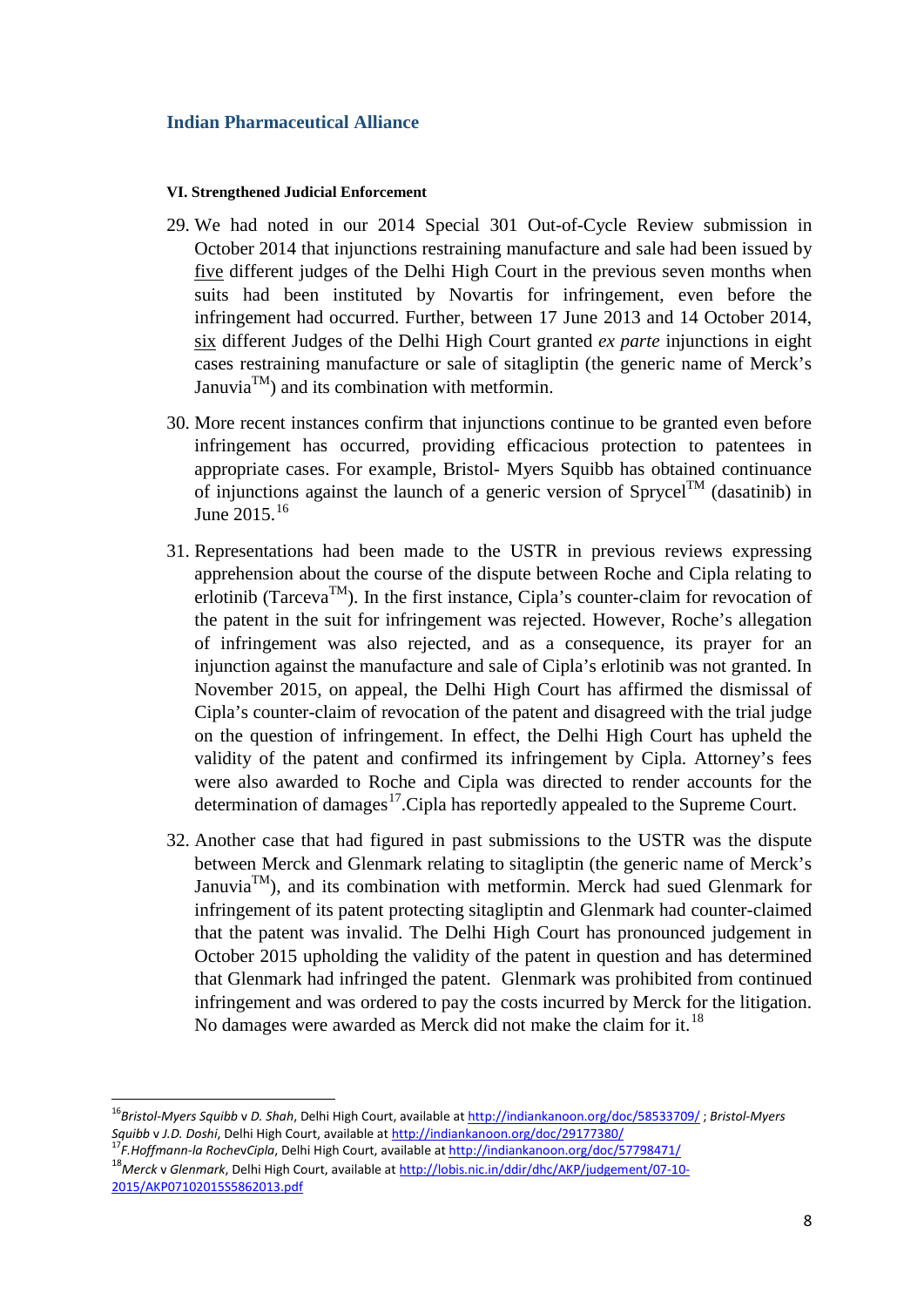### VI. Strengthened Judicial Enforcement

29. We had noted in our 2014 Special 301 Out-of-Cycle Review submission in October 2014 that injunctions restraining manufacture and sale had been issued by five different judges of the Delhi High Court in the previous seven months when suits had been instituted by Novartis for infringement, even before the infringement had occurred. Further, between 17 June 2013 and 14 October 2014, six different Judges of the Delhi High Court granted *ex parte* injunctions in eight cases restraining manufacture or sale of sitagliptin (the generic name of Merck's Januvia™) and its combination with metformin.

30. More recent instances confirm that injunctions continue to be granted even before infringement has occurred, providing efficacious protection to patentees in appropriate cases. For example, Bristol- Myers Squibb has obtained continuance of injunctions against the launch of a generic version of Sprycel™ (dasatinib) in June 2015.[16]

31. Representations had been made to the USTR in previous reviews expressing apprehension about the course of the dispute between Roche and Cipla relating to erlotinib (Tarceva™). In the first instance, Cipla's counter-claim for revocation of the patent in the suit for infringement was rejected. However, Roche's allegation of infringement was also rejected, and as a consequence, its prayer for an injunction against the manufacture and sale of Cipla's erlotinib was not granted. In November 2015, on appeal, the Delhi High Court has affirmed the dismissal of Cipla's counter-claim of revocation of the patent and disagreed with the trial judge on the question of infringement. In effect, the Delhi High Court has upheld the validity of the patent and confirmed its infringement by Cipla. Attorney's fees were also awarded to Roche and Cipla was directed to render accounts for the determination of damages[17].Cipla has reportedly appealed to the Supreme Court.

32. Another case that had figured in past submissions to the USTR was the dispute between Merck and Glenmark relating to sitagliptin (the generic name of Merck's Januvia™), and its combination with metformin. Merck had sued Glenmark for infringement of its patent protecting sitagliptin and Glenmark had counter-claimed that the patent was invalid. The Delhi High Court has pronounced judgement in October 2015 upholding the validity of the patent in question and has determined that Glenmark had infringed the patent. Glenmark was prohibited from continued infringement and was ordered to pay the costs incurred by Merck for the litigation. No damages were awarded as Merck did not make the claim for it.[18]

---

[16] *Bristol-Myers Squibb* v *D. Shah*, Delhi High Court, available at http://indiankanoon.org/doc/58533709/ ; *Bristol-Myers Squibb* v *J.D. Doshi*, Delhi High Court, available at http://indiankanoon.org/doc/29177380/

[17] *F.Hoffmann-la RochevCipla*, Delhi High Court, available at http://indiankanoon.org/doc/57798471/

[18] *Merck* v *Glenmark*, Delhi High Court, available at http://lobis.nic.in/ddir/dhc/AKP/judgement/07-10-2015/AKP07102015S5862013.pdf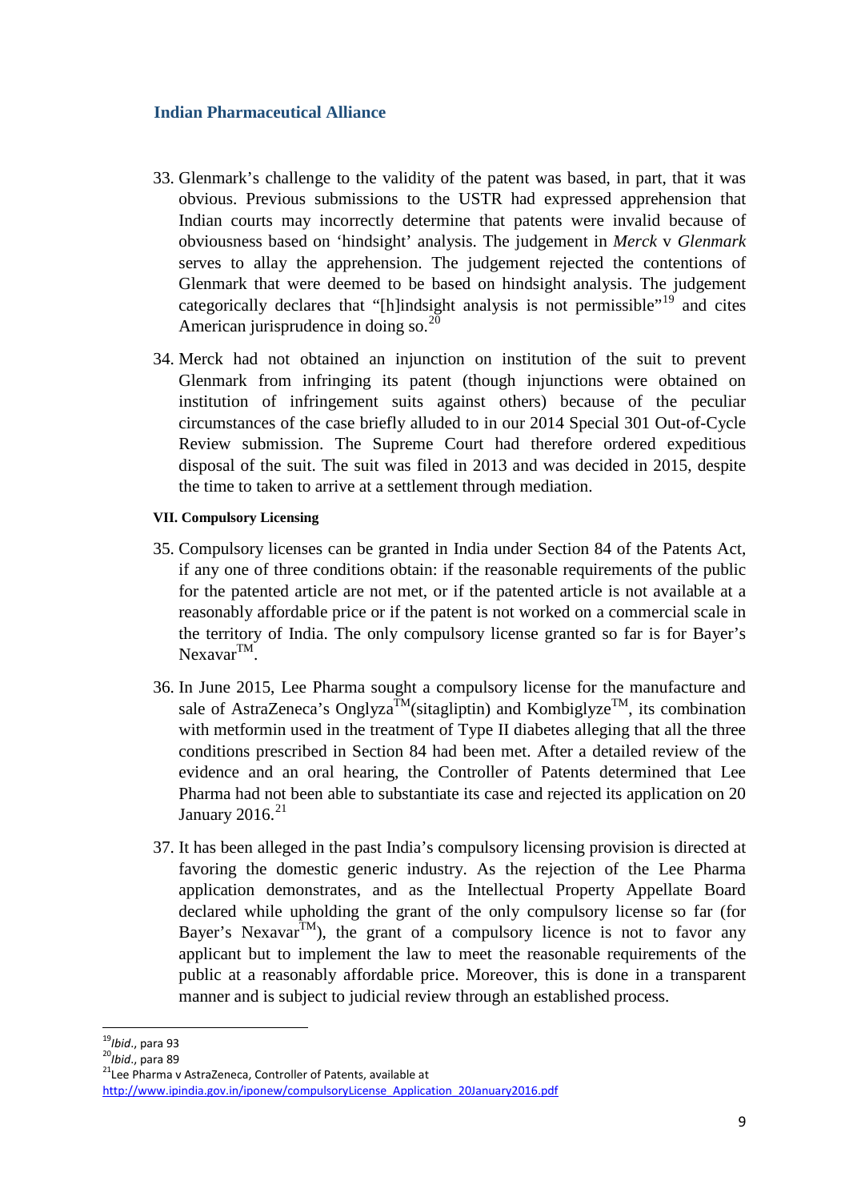33. Glenmark's challenge to the validity of the patent was based, in part, that it was obvious. Previous submissions to the USTR had expressed apprehension that Indian courts may incorrectly determine that patents were invalid because of obviousness based on 'hindsight' analysis. The judgement in *Merck* v *Glenmark* serves to allay the apprehension. The judgement rejected the contentions of Glenmark that were deemed to be based on hindsight analysis. The judgement categorically declares that "[h]indsight analysis is not permissible"[19] and cites American jurisprudence in doing so.[20]

34. Merck had not obtained an injunction on institution of the suit to prevent Glenmark from infringing its patent (though injunctions were obtained on institution of infringement suits against others) because of the peculiar circumstances of the case briefly alluded to in our 2014 Special 301 Out-of-Cycle Review submission. The Supreme Court had therefore ordered expeditious disposal of the suit. The suit was filed in 2013 and was decided in 2015, despite the time to taken to arrive at a settlement through mediation.

#### VII. Compulsory Licensing

35. Compulsory licenses can be granted in India under Section 84 of the Patents Act, if any one of three conditions obtain: if the reasonable requirements of the public for the patented article are not met, or if the patented article is not available at a reasonably affordable price or if the patent is not worked on a commercial scale in the territory of India. The only compulsory license granted so far is for Bayer's Nexavar™.

36. In June 2015, Lee Pharma sought a compulsory license for the manufacture and sale of AstraZeneca's Onglyza™(sitagliptin) and Kombiglyze™, its combination with metformin used in the treatment of Type II diabetes alleging that all the three conditions prescribed in Section 84 had been met. After a detailed review of the evidence and an oral hearing, the Controller of Patents determined that Lee Pharma had not been able to substantiate its case and rejected its application on 20 January 2016.[21]

37. It has been alleged in the past India's compulsory licensing provision is directed at favoring the domestic generic industry. As the rejection of the Lee Pharma application demonstrates, and as the Intellectual Property Appellate Board declared while upholding the grant of the only compulsory license so far (for Bayer's Nexavar™), the grant of a compulsory licence is not to favor any applicant but to implement the law to meet the reasonable requirements of the public at a reasonably affordable price. Moreover, this is done in a transparent manner and is subject to judicial review through an established process.

---

[19] *Ibid*., para 93

[20] *Ibid*., para 89

[21] Lee Pharma v AstraZeneca, Controller of Patents, available at http://www.ipindia.gov.in/iponew/compulsoryLicense_Application_20January2016.pdf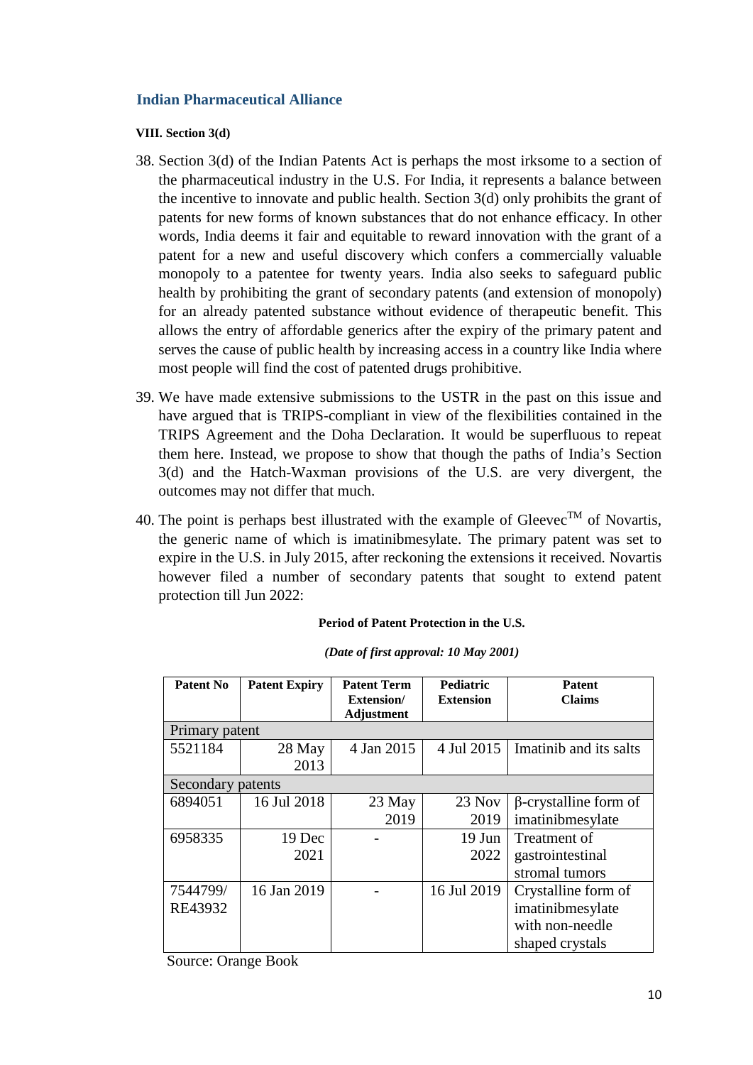## Indian Pharmaceutical Alliance

**VIII. Section 3(d)**

38. Section 3(d) of the Indian Patents Act is perhaps the most irksome to a section of the pharmaceutical industry in the U.S. For India, it represents a balance between the incentive to innovate and public health. Section 3(d) only prohibits the grant of patents for new forms of known substances that do not enhance efficacy. In other words, India deems it fair and equitable to reward innovation with the grant of a patent for a new and useful discovery which confers a commercially valuable monopoly to a patentee for twenty years. India also seeks to safeguard public health by prohibiting the grant of secondary patents (and extension of monopoly) for an already patented substance without evidence of therapeutic benefit. This allows the entry of affordable generics after the expiry of the primary patent and serves the cause of public health by increasing access in a country like India where most people will find the cost of patented drugs prohibitive.

39. We have made extensive submissions to the USTR in the past on this issue and have argued that is TRIPS-compliant in view of the flexibilities contained in the TRIPS Agreement and the Doha Declaration. It would be superfluous to repeat them here. Instead, we propose to show that though the paths of India's Section 3(d) and the Hatch-Waxman provisions of the U.S. are very divergent, the outcomes may not differ that much.

40. The point is perhaps best illustrated with the example of Gleevec™ of Novartis, the generic name of which is imatinibmesylate. The primary patent was set to expire in the U.S. in July 2015, after reckoning the extensions it received. Novartis however filed a number of secondary patents that sought to extend patent protection till Jun 2022:

**Period of Patent Protection in the U.S.**

***(Date of first approval: 10 May 2001)***

| Patent No | Patent Expiry | Patent Term Extension/ Adjustment | Pediatric Extension | Patent Claims |
|---|---|---|---|---|
| Primary patent | | | | |
| 5521184 | 28 May 2013 | 4 Jan 2015 | 4 Jul 2015 | Imatinib and its salts |
| Secondary patents | | | | |
| 6894051 | 16 Jul 2018 | 23 May 2019 | 23 Nov 2019 | β-crystalline form of imatinibmesylate |
| 6958335 | 19 Dec 2021 | - | 19 Jun 2022 | Treatment of gastrointestinal stromal tumors |
| 7544799/ RE43932 | 16 Jan 2019 | - | 16 Jul 2019 | Crystalline form of imatinibmesylate with non-needle shaped crystals |

Source: Orange Book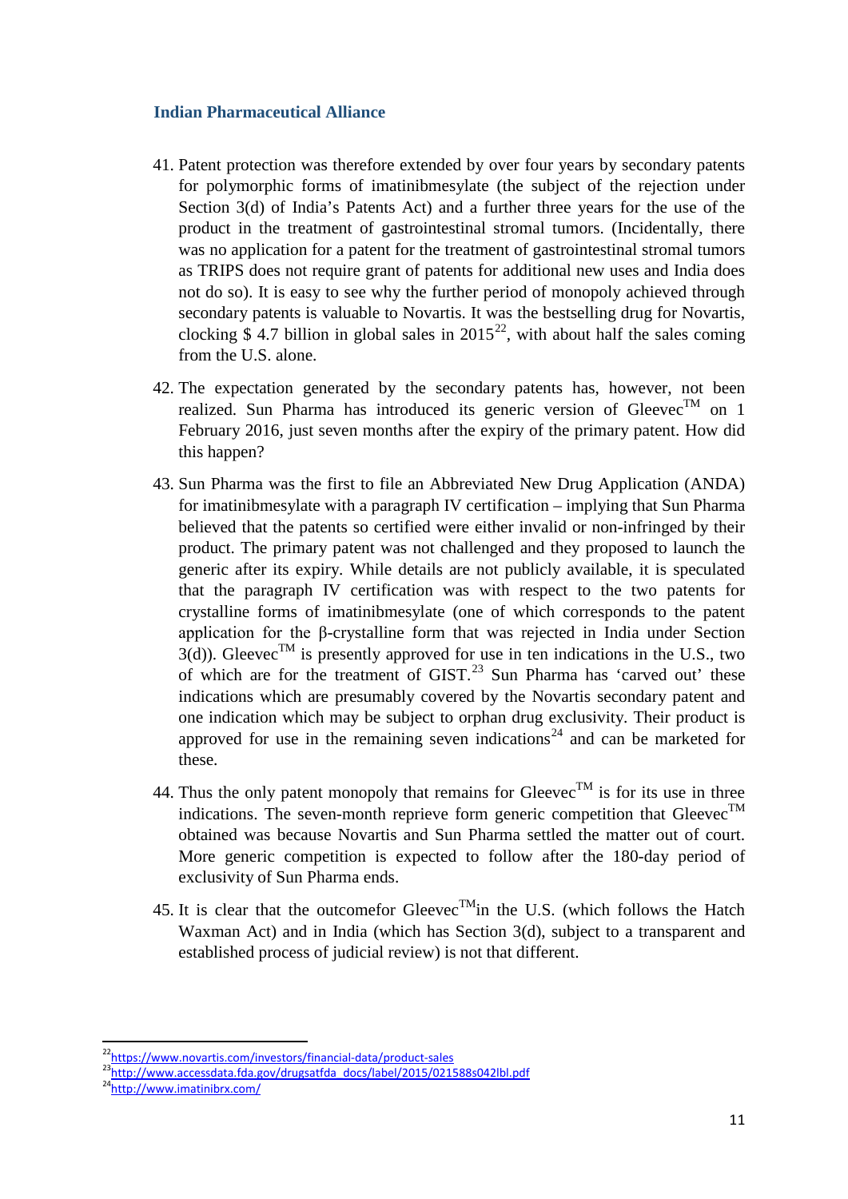41. Patent protection was therefore extended by over four years by secondary patents for polymorphic forms of imatinibmesylate (the subject of the rejection under Section 3(d) of India's Patents Act) and a further three years for the use of the product in the treatment of gastrointestinal stromal tumors. (Incidentally, there was no application for a patent for the treatment of gastrointestinal stromal tumors as TRIPS does not require grant of patents for additional new uses and India does not do so). It is easy to see why the further period of monopoly achieved through secondary patents is valuable to Novartis. It was the bestselling drug for Novartis, clocking $ 4.7 billion in global sales in 2015[22], with about half the sales coming from the U.S. alone.

42. The expectation generated by the secondary patents has, however, not been realized. Sun Pharma has introduced its generic version of Gleevec™ on 1 February 2016, just seven months after the expiry of the primary patent. How did this happen?

43. Sun Pharma was the first to file an Abbreviated New Drug Application (ANDA) for imatinibmesylate with a paragraph IV certification – implying that Sun Pharma believed that the patents so certified were either invalid or non-infringed by their product. The primary patent was not challenged and they proposed to launch the generic after its expiry. While details are not publicly available, it is speculated that the paragraph IV certification was with respect to the two patents for crystalline forms of imatinibmesylate (one of which corresponds to the patent application for the β-crystalline form that was rejected in India under Section 3(d)). Gleevec™ is presently approved for use in ten indications in the U.S., two of which are for the treatment of GIST.[23] Sun Pharma has 'carved out' these indications which are presumably covered by the Novartis secondary patent and one indication which may be subject to orphan drug exclusivity. Their product is approved for use in the remaining seven indications[24] and can be marketed for these.

44. Thus the only patent monopoly that remains for Gleevec™ is for its use in three indications. The seven-month reprieve form generic competition that Gleevec™ obtained was because Novartis and Sun Pharma settled the matter out of court. More generic competition is expected to follow after the 180-day period of exclusivity of Sun Pharma ends.

45. It is clear that the outcomefor Gleevec™in the U.S. (which follows the Hatch Waxman Act) and in India (which has Section 3(d), subject to a transparent and established process of judicial review) is not that different.

---

[22] https://www.novartis.com/investors/financial-data/product-sales

[23] http://www.accessdata.fda.gov/drugsatfda_docs/label/2015/021588s042lbl.pdf

[24] http://www.imatinibrx.com/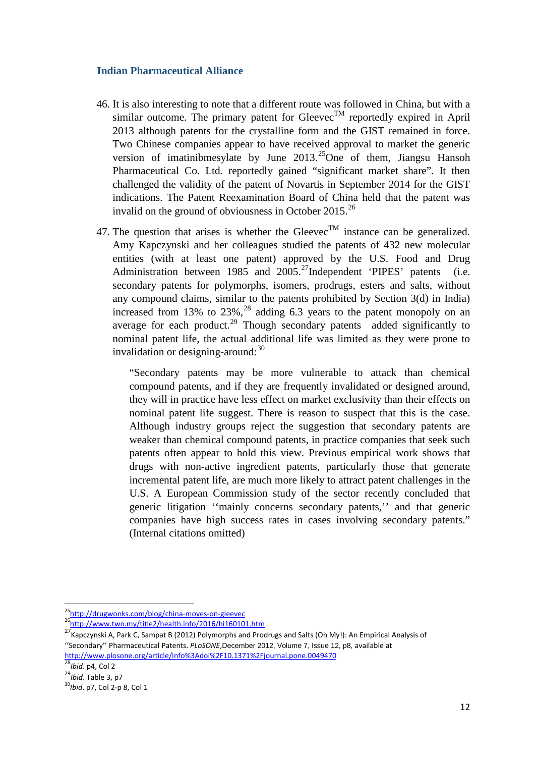46. It is also interesting to note that a different route was followed in China, but with a similar outcome. The primary patent for Gleevec™ reportedly expired in April 2013 although patents for the crystalline form and the GIST remained in force. Two Chinese companies appear to have received approval to market the generic version of imatinibmesylate by June 2013.[25]One of them, Jiangsu Hansoh Pharmaceutical Co. Ltd. reportedly gained "significant market share". It then challenged the validity of the patent of Novartis in September 2014 for the GIST indications. The Patent Reexamination Board of China held that the patent was invalid on the ground of obviousness in October 2015.[26]

47. The question that arises is whether the Gleevec™ instance can be generalized. Amy Kapczynski and her colleagues studied the patents of 432 new molecular entities (with at least one patent) approved by the U.S. Food and Drug Administration between 1985 and 2005.[27]Independent 'PIPES' patents (i.e. secondary patents for polymorphs, isomers, prodrugs, esters and salts, without any compound claims, similar to the patents prohibited by Section 3(d) in India) increased from 13% to 23%,[28] adding 6.3 years to the patent monopoly on an average for each product.[29] Though secondary patents added significantly to nominal patent life, the actual additional life was limited as they were prone to invalidation or designing-around:[30]

> "Secondary patents may be more vulnerable to attack than chemical compound patents, and if they are frequently invalidated or designed around, they will in practice have less effect on market exclusivity than their effects on nominal patent life suggest. There is reason to suspect that this is the case. Although industry groups reject the suggestion that secondary patents are weaker than chemical compound patents, in practice companies that seek such patents often appear to hold this view. Previous empirical work shows that drugs with non-active ingredient patents, particularly those that generate incremental patent life, are much more likely to attract patent challenges in the U.S. A European Commission study of the sector recently concluded that generic litigation ''mainly concerns secondary patents,'' and that generic companies have high success rates in cases involving secondary patents." (Internal citations omitted)

---

[25] http://drugwonks.com/blog/china-moves-on-gleevec

[26] http://www.twn.my/title2/health.info/2016/hi160101.htm

[27] Kapczynski A, Park C, Sampat B (2012) Polymorphs and Prodrugs and Salts (Oh My!): An Empirical Analysis of ''Secondary'' Pharmaceutical Patents. *PLoSONE*,December 2012, Volume 7, Issue 12, p8, available at http://www.plosone.org/article/info%3Adoi%2F10.1371%2Fjournal.pone.0049470

[28] *Ibid*. p4, Col 2

[29] *Ibid*. Table 3, p7

[30] *Ibid*. p7, Col 2-p 8, Col 1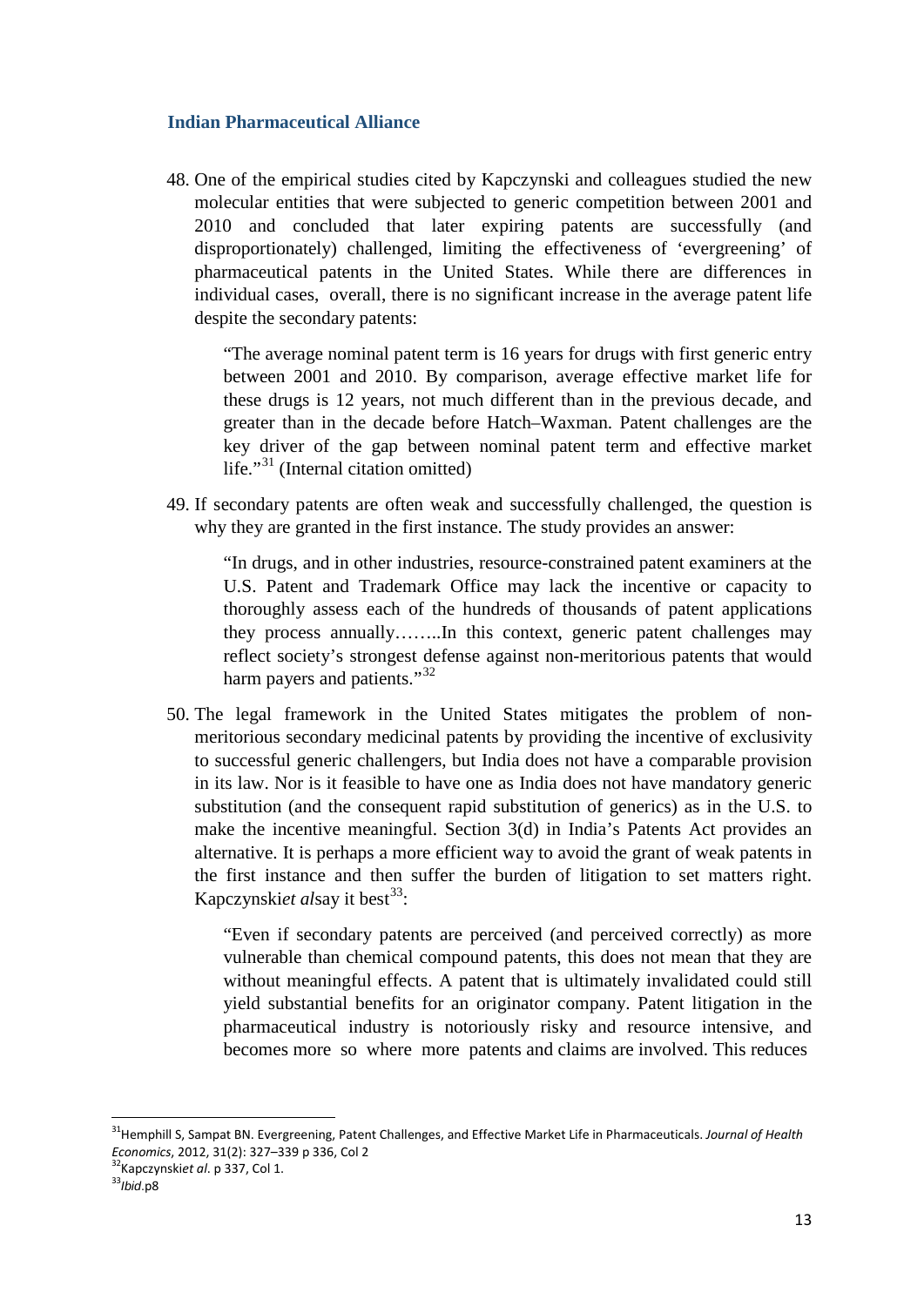### Indian Pharmaceutical Alliance

48. One of the empirical studies cited by Kapczynski and colleagues studied the new molecular entities that were subjected to generic competition between 2001 and 2010 and concluded that later expiring patents are successfully (and disproportionately) challenged, limiting the effectiveness of 'evergreening' of pharmaceutical patents in the United States. While there are differences in individual cases, overall, there is no significant increase in the average patent life despite the secondary patents:

   > "The average nominal patent term is 16 years for drugs with first generic entry between 2001 and 2010. By comparison, average effective market life for these drugs is 12 years, not much different than in the previous decade, and greater than in the decade before Hatch–Waxman. Patent challenges are the key driver of the gap between nominal patent term and effective market life."[31] (Internal citation omitted)

49. If secondary patents are often weak and successfully challenged, the question is why they are granted in the first instance. The study provides an answer:

   > "In drugs, and in other industries, resource-constrained patent examiners at the U.S. Patent and Trademark Office may lack the incentive or capacity to thoroughly assess each of the hundreds of thousands of patent applications they process annually……..In this context, generic patent challenges may reflect society's strongest defense against non-meritorious patents that would harm payers and patients."[32]

50. The legal framework in the United States mitigates the problem of non-meritorious secondary medicinal patents by providing the incentive of exclusivity to successful generic challengers, but India does not have a comparable provision in its law. Nor is it feasible to have one as India does not have mandatory generic substitution (and the consequent rapid substitution of generics) as in the U.S. to make the incentive meaningful. Section 3(d) in India's Patents Act provides an alternative. It is perhaps a more efficient way to avoid the grant of weak patents in the first instance and then suffer the burden of litigation to set matters right. Kapczynski*et al*say it best[33]:

   > "Even if secondary patents are perceived (and perceived correctly) as more vulnerable than chemical compound patents, this does not mean that they are without meaningful effects. A patent that is ultimately invalidated could still yield substantial benefits for an originator company. Patent litigation in the pharmaceutical industry is notoriously risky and resource intensive, and becomes more so where more patents and claims are involved. This reduces

---

[31] Hemphill S, Sampat BN. Evergreening, Patent Challenges, and Effective Market Life in Pharmaceuticals. *Journal of Health Economics*, 2012, 31(2): 327–339 p 336, Col 2

[32] Kapczynski*et al.* p 337, Col 1.

[33] *Ibid*.p8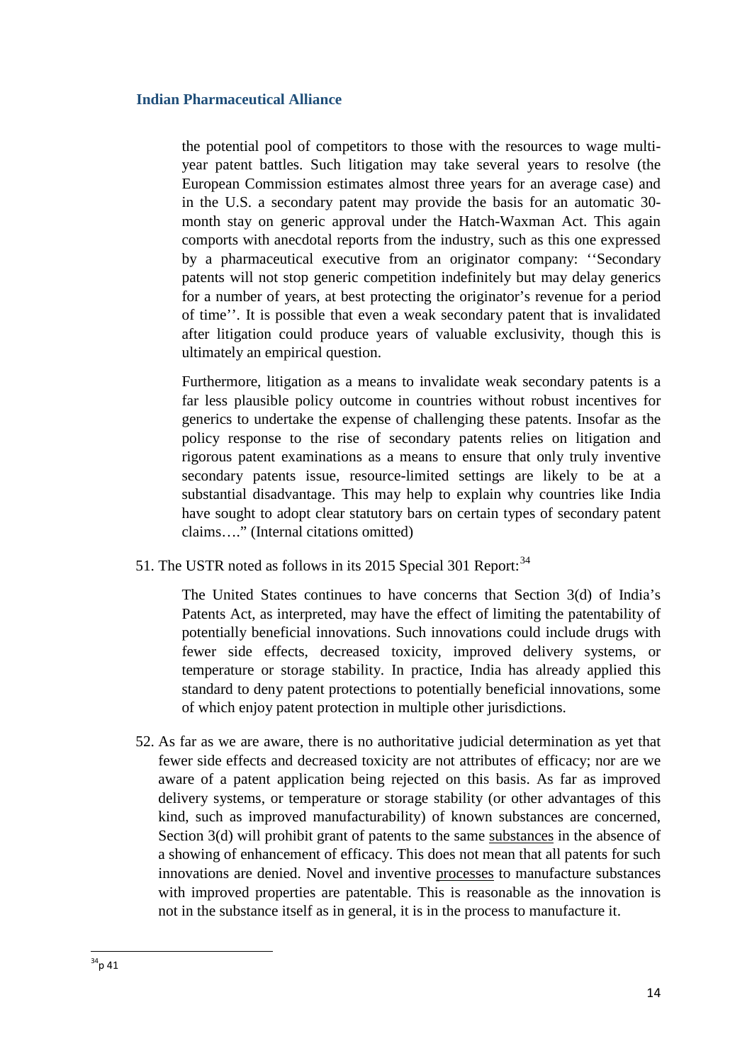the potential pool of competitors to those with the resources to wage multi-year patent battles. Such litigation may take several years to resolve (the European Commission estimates almost three years for an average case) and in the U.S. a secondary patent may provide the basis for an automatic 30-month stay on generic approval under the Hatch-Waxman Act. This again comports with anecdotal reports from the industry, such as this one expressed by a pharmaceutical executive from an originator company: ''Secondary patents will not stop generic competition indefinitely but may delay generics for a number of years, at best protecting the originator's revenue for a period of time''. It is possible that even a weak secondary patent that is invalidated after litigation could produce years of valuable exclusivity, though this is ultimately an empirical question.

> Furthermore, litigation as a means to invalidate weak secondary patents is a far less plausible policy outcome in countries without robust incentives for generics to undertake the expense of challenging these patents. Insofar as the policy response to the rise of secondary patents relies on litigation and rigorous patent examinations as a means to ensure that only truly inventive secondary patents issue, resource-limited settings are likely to be at a substantial disadvantage. This may help to explain why countries like India have sought to adopt clear statutory bars on certain types of secondary patent claims…." (Internal citations omitted)

51. The USTR noted as follows in its 2015 Special 301 Report:[34]

> The United States continues to have concerns that Section 3(d) of India's Patents Act, as interpreted, may have the effect of limiting the patentability of potentially beneficial innovations. Such innovations could include drugs with fewer side effects, decreased toxicity, improved delivery systems, or temperature or storage stability. In practice, India has already applied this standard to deny patent protections to potentially beneficial innovations, some of which enjoy patent protection in multiple other jurisdictions.

52. As far as we are aware, there is no authoritative judicial determination as yet that fewer side effects and decreased toxicity are not attributes of efficacy; nor are we aware of a patent application being rejected on this basis. As far as improved delivery systems, or temperature or storage stability (or other advantages of this kind, such as improved manufacturability) of known substances are concerned, Section 3(d) will prohibit grant of patents to the same substances in the absence of a showing of enhancement of efficacy. This does not mean that all patents for such innovations are denied. Novel and inventive processes to manufacture substances with improved properties are patentable. This is reasonable as the innovation is not in the substance itself as in general, it is in the process to manufacture it.

---

[34] p 41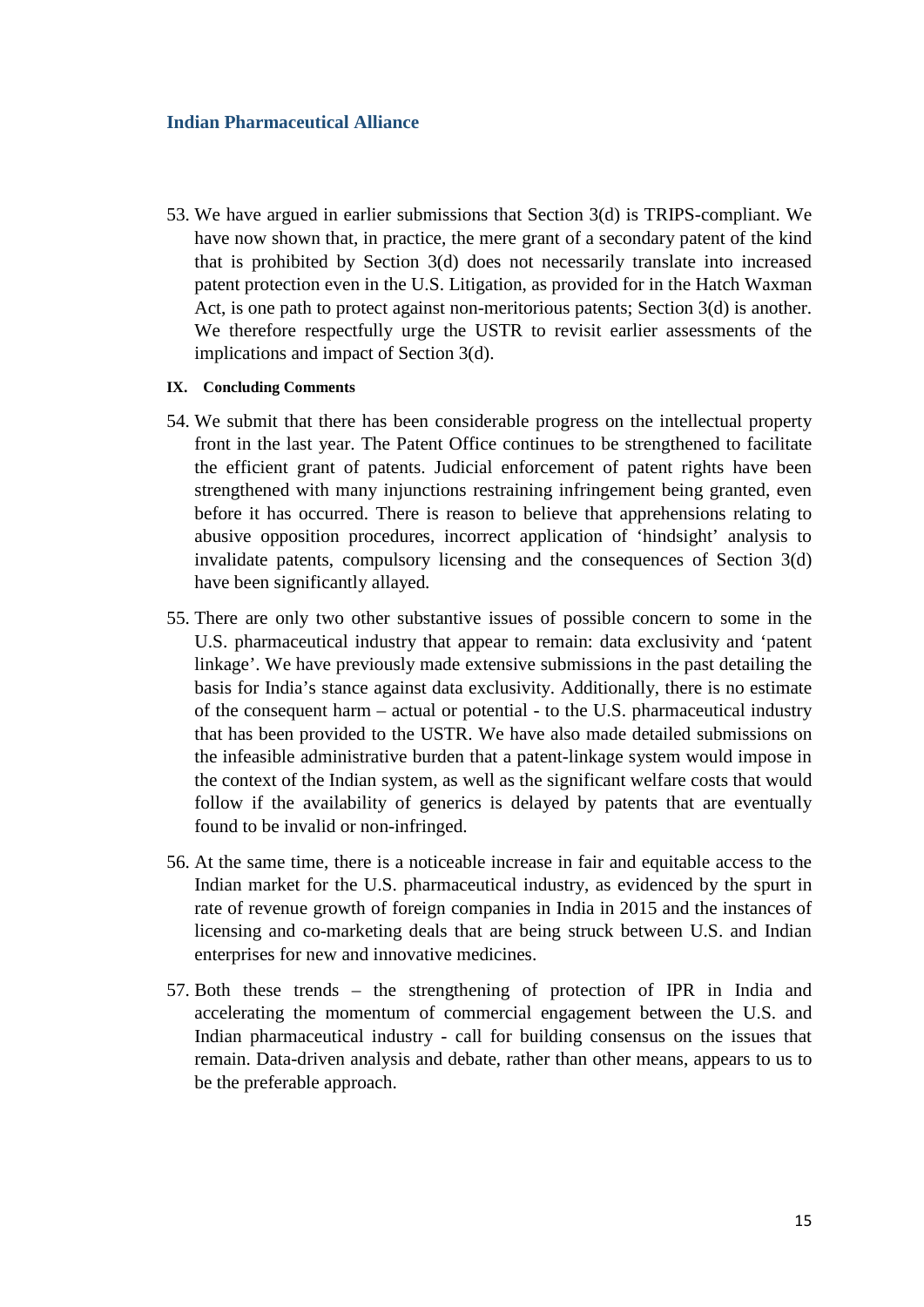53. We have argued in earlier submissions that Section 3(d) is TRIPS-compliant. We have now shown that, in practice, the mere grant of a secondary patent of the kind that is prohibited by Section 3(d) does not necessarily translate into increased patent protection even in the U.S. Litigation, as provided for in the Hatch Waxman Act, is one path to protect against non-meritorious patents; Section 3(d) is another. We therefore respectfully urge the USTR to revisit earlier assessments of the implications and impact of Section 3(d).

## IX. Concluding Comments

54. We submit that there has been considerable progress on the intellectual property front in the last year. The Patent Office continues to be strengthened to facilitate the efficient grant of patents. Judicial enforcement of patent rights have been strengthened with many injunctions restraining infringement being granted, even before it has occurred. There is reason to believe that apprehensions relating to abusive opposition procedures, incorrect application of 'hindsight' analysis to invalidate patents, compulsory licensing and the consequences of Section 3(d) have been significantly allayed.

55. There are only two other substantive issues of possible concern to some in the U.S. pharmaceutical industry that appear to remain: data exclusivity and 'patent linkage'. We have previously made extensive submissions in the past detailing the basis for India's stance against data exclusivity. Additionally, there is no estimate of the consequent harm – actual or potential - to the U.S. pharmaceutical industry that has been provided to the USTR. We have also made detailed submissions on the infeasible administrative burden that a patent-linkage system would impose in the context of the Indian system, as well as the significant welfare costs that would follow if the availability of generics is delayed by patents that are eventually found to be invalid or non-infringed.

56. At the same time, there is a noticeable increase in fair and equitable access to the Indian market for the U.S. pharmaceutical industry, as evidenced by the spurt in rate of revenue growth of foreign companies in India in 2015 and the instances of licensing and co-marketing deals that are being struck between U.S. and Indian enterprises for new and innovative medicines.

57. Both these trends – the strengthening of protection of IPR in India and accelerating the momentum of commercial engagement between the U.S. and Indian pharmaceutical industry - call for building consensus on the issues that remain. Data-driven analysis and debate, rather than other means, appears to us to be the preferable approach.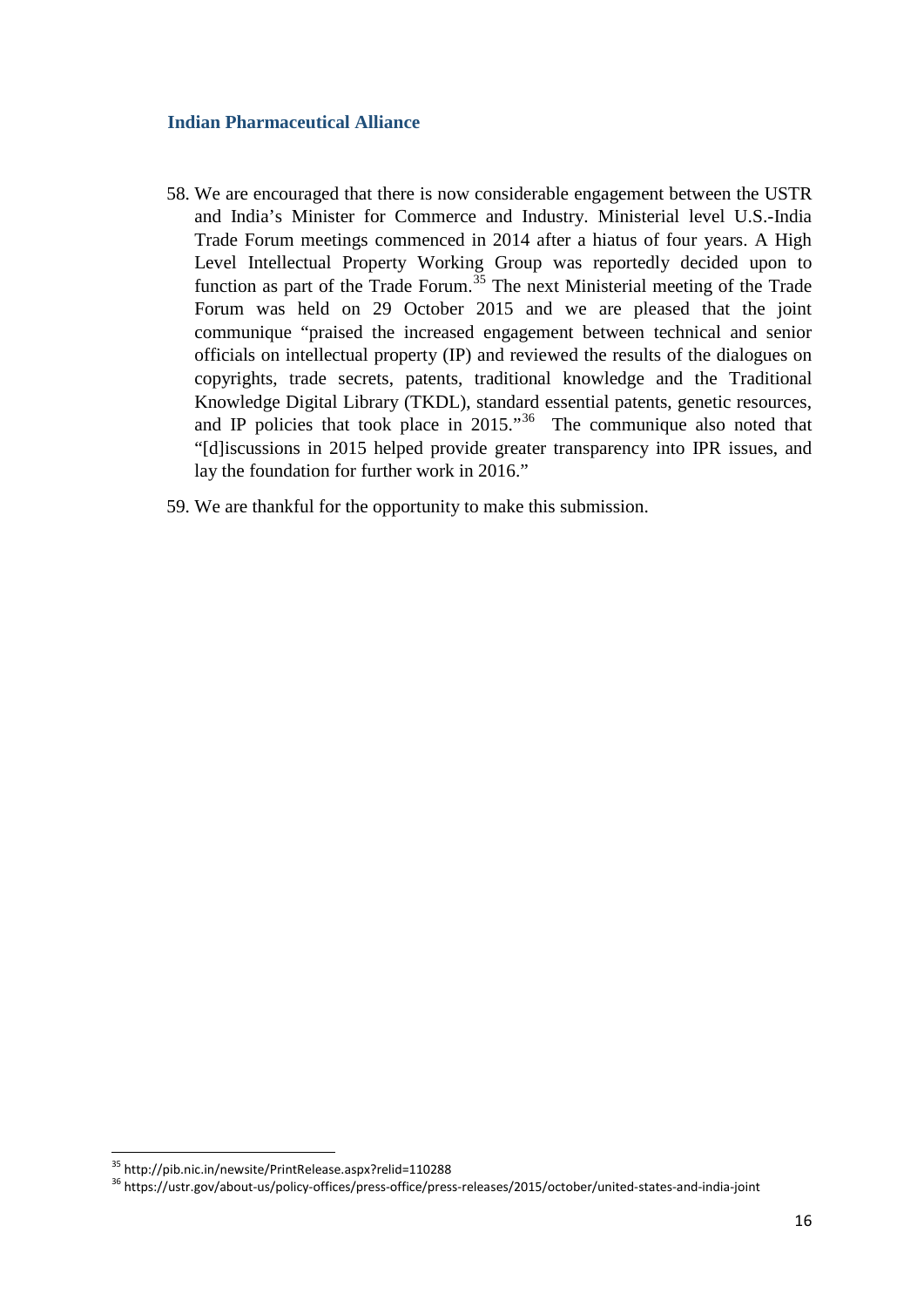58. We are encouraged that there is now considerable engagement between the USTR and India's Minister for Commerce and Industry. Ministerial level U.S.-India Trade Forum meetings commenced in 2014 after a hiatus of four years. A High Level Intellectual Property Working Group was reportedly decided upon to function as part of the Trade Forum.[35] The next Ministerial meeting of the Trade Forum was held on 29 October 2015 and we are pleased that the joint communique "praised the increased engagement between technical and senior officials on intellectual property (IP) and reviewed the results of the dialogues on copyrights, trade secrets, patents, traditional knowledge and the Traditional Knowledge Digital Library (TKDL), standard essential patents, genetic resources, and IP policies that took place in 2015."[36] The communique also noted that "[d]iscussions in 2015 helped provide greater transparency into IPR issues, and lay the foundation for further work in 2016."

59. We are thankful for the opportunity to make this submission.

---

[35] http://pib.nic.in/newsite/PrintRelease.aspx?relid=110288

[36] https://ustr.gov/about-us/policy-offices/press-office/press-releases/2015/october/united-states-and-india-joint